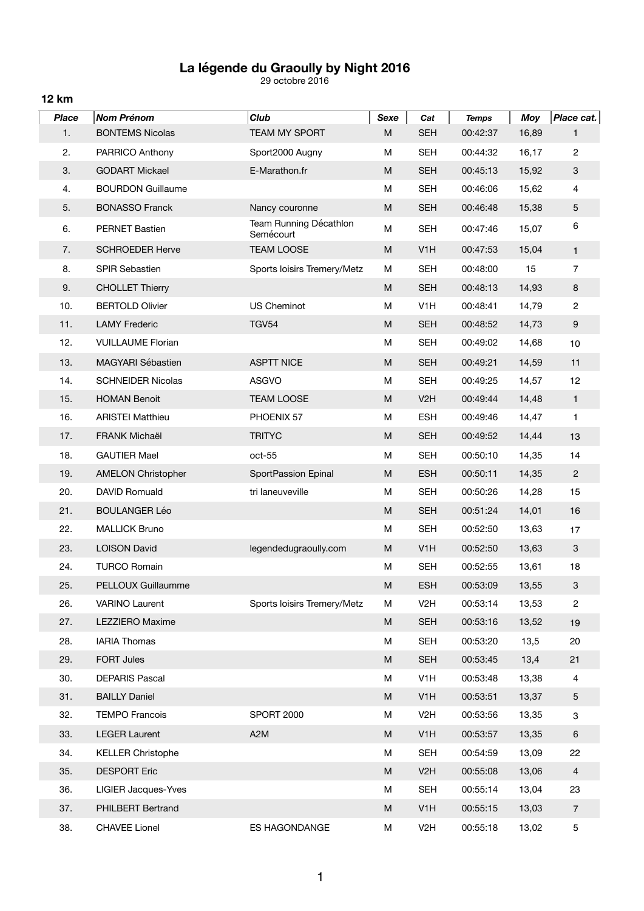# La légende du Graoully by Night 2016

29 octobre 2016

## 12 km

| Place | Nom Prénom | Club | Sexe | Cat | Temps | Moy | Place cat. |
|---|---|---|---|---|---|---|---|
| 1. | BONTEMS Nicolas | TEAM MY SPORT | M | SEH | 00:42:37 | 16,89 | 1 |
| 2. | PARRICO Anthony | Sport2000 Augny | M | SEH | 00:44:32 | 16,17 | 2 |
| 3. | GODART Mickael | E-Marathon.fr | M | SEH | 00:45:13 | 15,92 | 3 |
| 4. | BOURDON Guillaume | | M | SEH | 00:46:06 | 15,62 | 4 |
| 5. | BONASSO Franck | Nancy couronne | M | SEH | 00:46:48 | 15,38 | 5 |
| 6. | PERNET Bastien | Team Running Décathlon Semécourt | M | SEH | 00:47:46 | 15,07 | 6 |
| 7. | SCHROEDER Herve | TEAM LOOSE | M | V1H | 00:47:53 | 15,04 | 1 |
| 8. | SPIR Sebastien | Sports loisirs Tremery/Metz | M | SEH | 00:48:00 | 15 | 7 |
| 9. | CHOLLET Thierry | | M | SEH | 00:48:13 | 14,93 | 8 |
| 10. | BERTOLD Olivier | US Cheminot | M | V1H | 00:48:41 | 14,79 | 2 |
| 11. | LAMY Frederic | TGV54 | M | SEH | 00:48:52 | 14,73 | 9 |
| 12. | VUILLAUME Florian | | M | SEH | 00:49:02 | 14,68 | 10 |
| 13. | MAGYARI Sébastien | ASPTT NICE | M | SEH | 00:49:21 | 14,59 | 11 |
| 14. | SCHNEIDER Nicolas | ASGVO | M | SEH | 00:49:25 | 14,57 | 12 |
| 15. | HOMAN Benoit | TEAM LOOSE | M | V2H | 00:49:44 | 14,48 | 1 |
| 16. | ARISTEI Matthieu | PHOENIX 57 | M | ESH | 00:49:46 | 14,47 | 1 |
| 17. | FRANK Michaël | TRITYC | M | SEH | 00:49:52 | 14,44 | 13 |
| 18. | GAUTIER Mael | oct-55 | M | SEH | 00:50:10 | 14,35 | 14 |
| 19. | AMELON Christopher | SportPassion Epinal | M | ESH | 00:50:11 | 14,35 | 2 |
| 20. | DAVID Romuald | tri laneuveville | M | SEH | 00:50:26 | 14,28 | 15 |
| 21. | BOULANGER Léo | | M | SEH | 00:51:24 | 14,01 | 16 |
| 22. | MALLICK Bruno | | M | SEH | 00:52:50 | 13,63 | 17 |
| 23. | LOISON David | legendedugraoully.com | M | V1H | 00:52:50 | 13,63 | 3 |
| 24. | TURCO Romain | | M | SEH | 00:52:55 | 13,61 | 18 |
| 25. | PELLOUX Guillaumme | | M | ESH | 00:53:09 | 13,55 | 3 |
| 26. | VARINO Laurent | Sports loisirs Tremery/Metz | M | V2H | 00:53:14 | 13,53 | 2 |
| 27. | LEZZIERO Maxime | | M | SEH | 00:53:16 | 13,52 | 19 |
| 28. | IARIA Thomas | | M | SEH | 00:53:20 | 13,5 | 20 |
| 29. | FORT Jules | | M | SEH | 00:53:45 | 13,4 | 21 |
| 30. | DEPARIS Pascal | | M | V1H | 00:53:48 | 13,38 | 4 |
| 31. | BAILLY Daniel | | M | V1H | 00:53:51 | 13,37 | 5 |
| 32. | TEMPO Francois | SPORT 2000 | M | V2H | 00:53:56 | 13,35 | 3 |
| 33. | LEGER Laurent | A2M | M | V1H | 00:53:57 | 13,35 | 6 |
| 34. | KELLER Christophe | | M | SEH | 00:54:59 | 13,09 | 22 |
| 35. | DESPORT Eric | | M | V2H | 00:55:08 | 13,06 | 4 |
| 36. | LIGIER Jacques-Yves | | M | SEH | 00:55:14 | 13,04 | 23 |
| 37. | PHILBERT Bertrand | | M | V1H | 00:55:15 | 13,03 | 7 |
| 38. | CHAVEE Lionel | ES HAGONDANGE | M | V2H | 00:55:18 | 13,02 | 5 |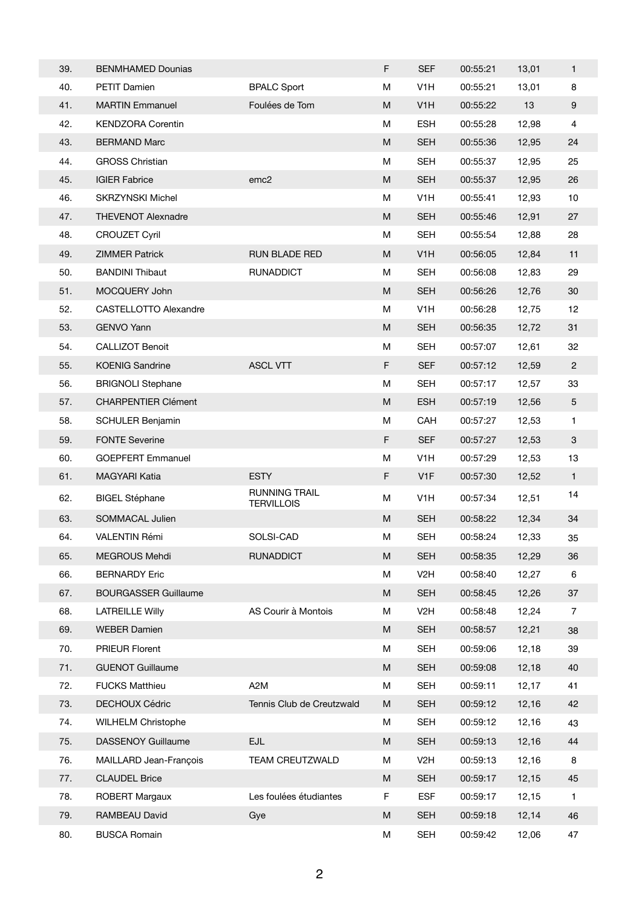| | | | | | | | |
|---|---|---|---|---|---|---|---|
| 39. | BENMHAMED Dounias | | F | SEF | 00:55:21 | 13,01 | 1 |
| 40. | PETIT Damien | BPALC Sport | M | V1H | 00:55:21 | 13,01 | 8 |
| 41. | MARTIN Emmanuel | Foulées de Tom | M | V1H | 00:55:22 | 13 | 9 |
| 42. | KENDZORA Corentin | | M | ESH | 00:55:28 | 12,98 | 4 |
| 43. | BERMAND Marc | | M | SEH | 00:55:36 | 12,95 | 24 |
| 44. | GROSS Christian | | M | SEH | 00:55:37 | 12,95 | 25 |
| 45. | IGIER Fabrice | emc2 | M | SEH | 00:55:37 | 12,95 | 26 |
| 46. | SKRZYNSKI Michel | | M | V1H | 00:55:41 | 12,93 | 10 |
| 47. | THEVENOT Alexnadre | | M | SEH | 00:55:46 | 12,91 | 27 |
| 48. | CROUZET Cyril | | M | SEH | 00:55:54 | 12,88 | 28 |
| 49. | ZIMMER Patrick | RUN BLADE RED | M | V1H | 00:56:05 | 12,84 | 11 |
| 50. | BANDINI Thibaut | RUNADDICT | M | SEH | 00:56:08 | 12,83 | 29 |
| 51. | MOCQUERY John | | M | SEH | 00:56:26 | 12,76 | 30 |
| 52. | CASTELLOTTO Alexandre | | M | V1H | 00:56:28 | 12,75 | 12 |
| 53. | GENVO Yann | | M | SEH | 00:56:35 | 12,72 | 31 |
| 54. | CALLIZOT Benoit | | M | SEH | 00:57:07 | 12,61 | 32 |
| 55. | KOENIG Sandrine | ASCL VTT | F | SEF | 00:57:12 | 12,59 | 2 |
| 56. | BRIGNOLI Stephane | | M | SEH | 00:57:17 | 12,57 | 33 |
| 57. | CHARPENTIER Clément | | M | ESH | 00:57:19 | 12,56 | 5 |
| 58. | SCHULER Benjamin | | M | CAH | 00:57:27 | 12,53 | 1 |
| 59. | FONTE Severine | | F | SEF | 00:57:27 | 12,53 | 3 |
| 60. | GOEPFERT Emmanuel | | M | V1H | 00:57:29 | 12,53 | 13 |
| 61. | MAGYARI Katia | ESTY | F | V1F | 00:57:30 | 12,52 | 1 |
| 62. | BIGEL Stéphane | RUNNING TRAIL TERVILLOIS | M | V1H | 00:57:34 | 12,51 | 14 |
| 63. | SOMMACAL Julien | | M | SEH | 00:58:22 | 12,34 | 34 |
| 64. | VALENTIN Rémi | SOLSI-CAD | M | SEH | 00:58:24 | 12,33 | 35 |
| 65. | MEGROUS Mehdi | RUNADDICT | M | SEH | 00:58:35 | 12,29 | 36 |
| 66. | BERNARDY Eric | | M | V2H | 00:58:40 | 12,27 | 6 |
| 67. | BOURGASSER Guillaume | | M | SEH | 00:58:45 | 12,26 | 37 |
| 68. | LATREILLE Willy | AS Courir à Montois | M | V2H | 00:58:48 | 12,24 | 7 |
| 69. | WEBER Damien | | M | SEH | 00:58:57 | 12,21 | 38 |
| 70. | PRIEUR Florent | | M | SEH | 00:59:06 | 12,18 | 39 |
| 71. | GUENOT Guillaume | | M | SEH | 00:59:08 | 12,18 | 40 |
| 72. | FUCKS Matthieu | A2M | M | SEH | 00:59:11 | 12,17 | 41 |
| 73. | DECHOUX Cédric | Tennis Club de Creutzwald | M | SEH | 00:59:12 | 12,16 | 42 |
| 74. | WILHELM Christophe | | M | SEH | 00:59:12 | 12,16 | 43 |
| 75. | DASSENOY Guillaume | EJL | M | SEH | 00:59:13 | 12,16 | 44 |
| 76. | MAILLARD Jean-François | TEAM CREUTZWALD | M | V2H | 00:59:13 | 12,16 | 8 |
| 77. | CLAUDEL Brice | | M | SEH | 00:59:17 | 12,15 | 45 |
| 78. | ROBERT Margaux | Les foulées étudiantes | F | ESF | 00:59:17 | 12,15 | 1 |
| 79. | RAMBEAU David | Gye | M | SEH | 00:59:18 | 12,14 | 46 |
| 80. | BUSCA Romain | | M | SEH | 00:59:42 | 12,06 | 47 |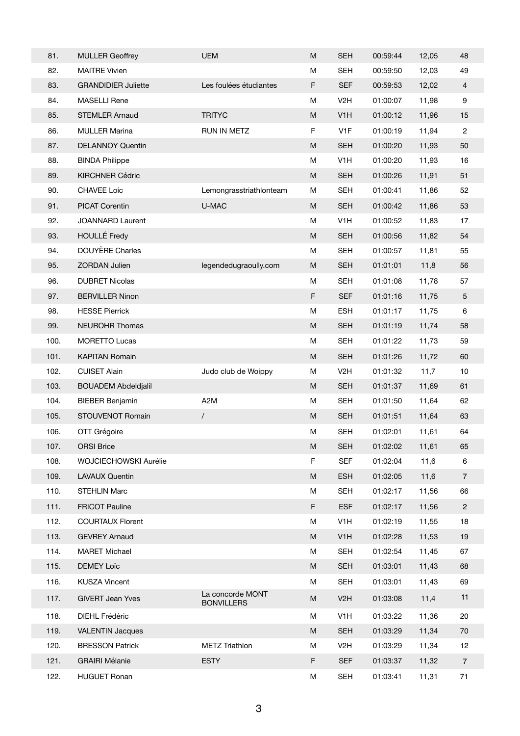| | | | | | | | |
|---|---|---|---|---|---|---|---|
| 81. | MULLER Geoffrey | UEM | M | SEH | 00:59:44 | 12,05 | 48 |
| 82. | MAITRE Vivien | | M | SEH | 00:59:50 | 12,03 | 49 |
| 83. | GRANDIDIER Juliette | Les foulées étudiantes | F | SEF | 00:59:53 | 12,02 | 4 |
| 84. | MASELLI Rene | | M | V2H | 01:00:07 | 11,98 | 9 |
| 85. | STEMLER Arnaud | TRITYC | M | V1H | 01:00:12 | 11,96 | 15 |
| 86. | MULLER Marina | RUN IN METZ | F | V1F | 01:00:19 | 11,94 | 2 |
| 87. | DELANNOY Quentin | | M | SEH | 01:00:20 | 11,93 | 50 |
| 88. | BINDA Philippe | | M | V1H | 01:00:20 | 11,93 | 16 |
| 89. | KIRCHNER Cédric | | M | SEH | 01:00:26 | 11,91 | 51 |
| 90. | CHAVEE Loic | Lemongrasstriathlonteam | M | SEH | 01:00:41 | 11,86 | 52 |
| 91. | PICAT Corentin | U-MAC | M | SEH | 01:00:42 | 11,86 | 53 |
| 92. | JOANNARD Laurent | | M | V1H | 01:00:52 | 11,83 | 17 |
| 93. | HOULLÉ Fredy | | M | SEH | 01:00:56 | 11,82 | 54 |
| 94. | DOUYÈRE Charles | | M | SEH | 01:00:57 | 11,81 | 55 |
| 95. | ZORDAN Julien | legendedugraoully.com | M | SEH | 01:01:01 | 11,8 | 56 |
| 96. | DUBRET Nicolas | | M | SEH | 01:01:08 | 11,78 | 57 |
| 97. | BERVILLER Ninon | | F | SEF | 01:01:16 | 11,75 | 5 |
| 98. | HESSE Pierrick | | M | ESH | 01:01:17 | 11,75 | 6 |
| 99. | NEUROHR Thomas | | M | SEH | 01:01:19 | 11,74 | 58 |
| 100. | MORETTO Lucas | | M | SEH | 01:01:22 | 11,73 | 59 |
| 101. | KAPITAN Romain | | M | SEH | 01:01:26 | 11,72 | 60 |
| 102. | CUISET Alain | Judo club de Woippy | M | V2H | 01:01:32 | 11,7 | 10 |
| 103. | BOUADEM Abdeldjalil | | M | SEH | 01:01:37 | 11,69 | 61 |
| 104. | BIEBER Benjamin | A2M | M | SEH | 01:01:50 | 11,64 | 62 |
| 105. | STOUVENOT Romain | / | M | SEH | 01:01:51 | 11,64 | 63 |
| 106. | OTT Grégoire | | M | SEH | 01:02:01 | 11,61 | 64 |
| 107. | ORSI Brice | | M | SEH | 01:02:02 | 11,61 | 65 |
| 108. | WOJCIECHOWSKI Aurélie | | F | SEF | 01:02:04 | 11,6 | 6 |
| 109. | LAVAUX Quentin | | M | ESH | 01:02:05 | 11,6 | 7 |
| 110. | STEHLIN Marc | | M | SEH | 01:02:17 | 11,56 | 66 |
| 111. | FRICOT Pauline | | F | ESF | 01:02:17 | 11,56 | 2 |
| 112. | COURTAUX Florent | | M | V1H | 01:02:19 | 11,55 | 18 |
| 113. | GEVREY Arnaud | | M | V1H | 01:02:28 | 11,53 | 19 |
| 114. | MARET Michael | | M | SEH | 01:02:54 | 11,45 | 67 |
| 115. | DEMEY Loïc | | M | SEH | 01:03:01 | 11,43 | 68 |
| 116. | KUSZA Vincent | | M | SEH | 01:03:01 | 11,43 | 69 |
| 117. | GIVERT Jean Yves | La concorde MONT BONVILLERS | M | V2H | 01:03:08 | 11,4 | 11 |
| 118. | DIEHL Frédéric | | M | V1H | 01:03:22 | 11,36 | 20 |
| 119. | VALENTIN Jacques | | M | SEH | 01:03:29 | 11,34 | 70 |
| 120. | BRESSON Patrick | METZ Triathlon | M | V2H | 01:03:29 | 11,34 | 12 |
| 121. | GRAIRI Mélanie | ESTY | F | SEF | 01:03:37 | 11,32 | 7 |
| 122. | HUGUET Ronan | | M | SEH | 01:03:41 | 11,31 | 71 |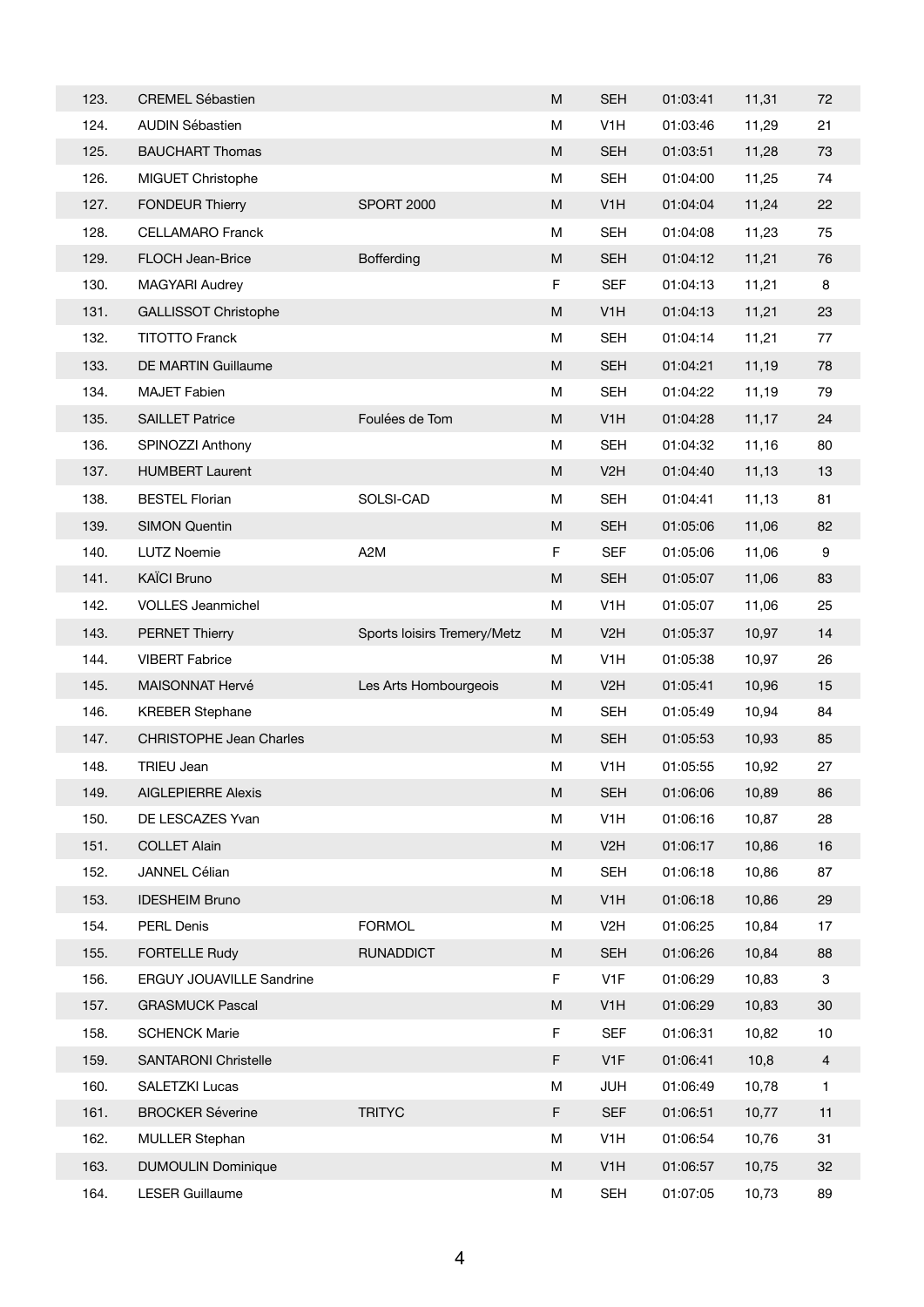| | | | | | | | |
|---|---|---|---|---|---|---|---|
| 123. | CREMEL Sébastien | | M | SEH | 01:03:41 | 11,31 | 72 |
| 124. | AUDIN Sébastien | | M | V1H | 01:03:46 | 11,29 | 21 |
| 125. | BAUCHART Thomas | | M | SEH | 01:03:51 | 11,28 | 73 |
| 126. | MIGUET Christophe | | M | SEH | 01:04:00 | 11,25 | 74 |
| 127. | FONDEUR Thierry | SPORT 2000 | M | V1H | 01:04:04 | 11,24 | 22 |
| 128. | CELLAMARO Franck | | M | SEH | 01:04:08 | 11,23 | 75 |
| 129. | FLOCH Jean-Brice | Bofferding | M | SEH | 01:04:12 | 11,21 | 76 |
| 130. | MAGYARI Audrey | | F | SEF | 01:04:13 | 11,21 | 8 |
| 131. | GALLISSOT Christophe | | M | V1H | 01:04:13 | 11,21 | 23 |
| 132. | TITOTTO Franck | | M | SEH | 01:04:14 | 11,21 | 77 |
| 133. | DE MARTIN Guillaume | | M | SEH | 01:04:21 | 11,19 | 78 |
| 134. | MAJET Fabien | | M | SEH | 01:04:22 | 11,19 | 79 |
| 135. | SAILLET Patrice | Foulées de Tom | M | V1H | 01:04:28 | 11,17 | 24 |
| 136. | SPINOZZI Anthony | | M | SEH | 01:04:32 | 11,16 | 80 |
| 137. | HUMBERT Laurent | | M | V2H | 01:04:40 | 11,13 | 13 |
| 138. | BESTEL Florian | SOLSI-CAD | M | SEH | 01:04:41 | 11,13 | 81 |
| 139. | SIMON Quentin | | M | SEH | 01:05:06 | 11,06 | 82 |
| 140. | LUTZ Noemie | A2M | F | SEF | 01:05:06 | 11,06 | 9 |
| 141. | KAÏCI Bruno | | M | SEH | 01:05:07 | 11,06 | 83 |
| 142. | VOLLES Jeanmichel | | M | V1H | 01:05:07 | 11,06 | 25 |
| 143. | PERNET Thierry | Sports loisirs Tremery/Metz | M | V2H | 01:05:37 | 10,97 | 14 |
| 144. | VIBERT Fabrice | | M | V1H | 01:05:38 | 10,97 | 26 |
| 145. | MAISONNAT Hervé | Les Arts Hombourgeois | M | V2H | 01:05:41 | 10,96 | 15 |
| 146. | KREBER Stephane | | M | SEH | 01:05:49 | 10,94 | 84 |
| 147. | CHRISTOPHE Jean Charles | | M | SEH | 01:05:53 | 10,93 | 85 |
| 148. | TRIEU Jean | | M | V1H | 01:05:55 | 10,92 | 27 |
| 149. | AIGLEPIERRE Alexis | | M | SEH | 01:06:06 | 10,89 | 86 |
| 150. | DE LESCAZES Yvan | | M | V1H | 01:06:16 | 10,87 | 28 |
| 151. | COLLET Alain | | M | V2H | 01:06:17 | 10,86 | 16 |
| 152. | JANNEL Célian | | M | SEH | 01:06:18 | 10,86 | 87 |
| 153. | IDESHEIM Bruno | | M | V1H | 01:06:18 | 10,86 | 29 |
| 154. | PERL Denis | FORMOL | M | V2H | 01:06:25 | 10,84 | 17 |
| 155. | FORTELLE Rudy | RUNADDICT | M | SEH | 01:06:26 | 10,84 | 88 |
| 156. | ERGUY JOUAVILLE Sandrine | | F | V1F | 01:06:29 | 10,83 | 3 |
| 157. | GRASMUCK Pascal | | M | V1H | 01:06:29 | 10,83 | 30 |
| 158. | SCHENCK Marie | | F | SEF | 01:06:31 | 10,82 | 10 |
| 159. | SANTARONI Christelle | | F | V1F | 01:06:41 | 10,8 | 4 |
| 160. | SALETZKI Lucas | | M | JUH | 01:06:49 | 10,78 | 1 |
| 161. | BROCKER Séverine | TRITYC | F | SEF | 01:06:51 | 10,77 | 11 |
| 162. | MULLER Stephan | | M | V1H | 01:06:54 | 10,76 | 31 |
| 163. | DUMOULIN Dominique | | M | V1H | 01:06:57 | 10,75 | 32 |
| 164. | LESER Guillaume | | M | SEH | 01:07:05 | 10,73 | 89 |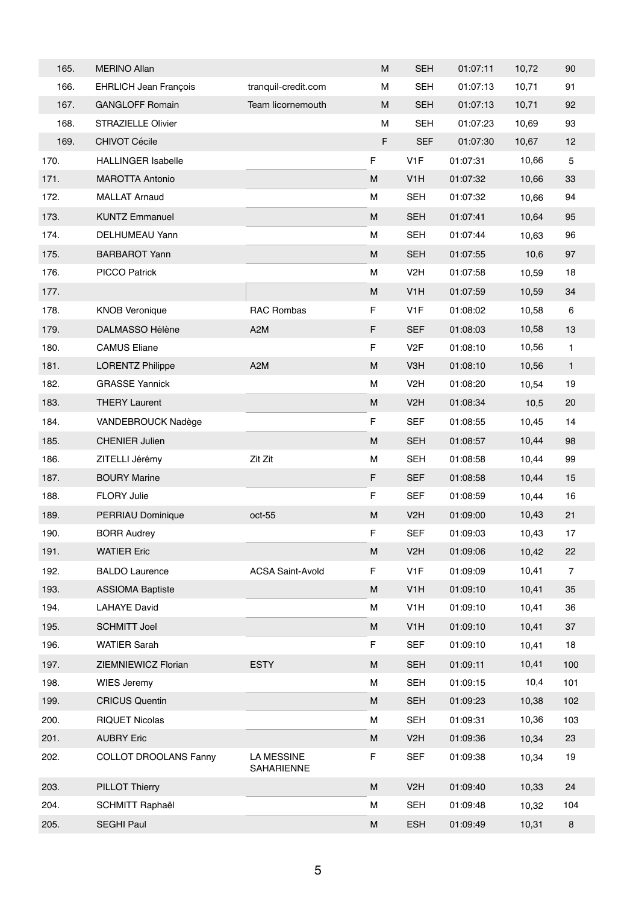| | | | | | | | |
|---|---|---|---|---|---|---|---|
| 165. | MERINO Allan | | M | SEH | 01:07:11 | 10,72 | 90 |
| 166. | EHRLICH Jean François | tranquil-credit.com | M | SEH | 01:07:13 | 10,71 | 91 |
| 167. | GANGLOFF Romain | Team licornemouth | M | SEH | 01:07:13 | 10,71 | 92 |
| 168. | STRAZIELLE Olivier | | M | SEH | 01:07:23 | 10,69 | 93 |
| 169. | CHIVOT Cécile | | F | SEF | 01:07:30 | 10,67 | 12 |
| 170. | HALLINGER Isabelle | | F | V1F | 01:07:31 | 10,66 | 5 |
| 171. | MAROTTA Antonio | | M | V1H | 01:07:32 | 10,66 | 33 |
| 172. | MALLAT Arnaud | | M | SEH | 01:07:32 | 10,66 | 94 |
| 173. | KUNTZ Emmanuel | | M | SEH | 01:07:41 | 10,64 | 95 |
| 174. | DELHUMEAU Yann | | M | SEH | 01:07:44 | 10,63 | 96 |
| 175. | BARBAROT Yann | | M | SEH | 01:07:55 | 10,6 | 97 |
| 176. | PICCO Patrick | | M | V2H | 01:07:58 | 10,59 | 18 |
| 177. | | | M | V1H | 01:07:59 | 10,59 | 34 |
| 178. | KNOB Veronique | RAC Rombas | F | V1F | 01:08:02 | 10,58 | 6 |
| 179. | DALMASSO Hélène | A2M | F | SEF | 01:08:03 | 10,58 | 13 |
| 180. | CAMUS Eliane | | F | V2F | 01:08:10 | 10,56 | 1 |
| 181. | LORENTZ Philippe | A2M | M | V3H | 01:08:10 | 10,56 | 1 |
| 182. | GRASSE Yannick | | M | V2H | 01:08:20 | 10,54 | 19 |
| 183. | THERY Laurent | | M | V2H | 01:08:34 | 10,5 | 20 |
| 184. | VANDEBROUCK Nadège | | F | SEF | 01:08:55 | 10,45 | 14 |
| 185. | CHENIER Julien | | M | SEH | 01:08:57 | 10,44 | 98 |
| 186. | ZITELLI Jérémy | Zit Zit | M | SEH | 01:08:58 | 10,44 | 99 |
| 187. | BOURY Marine | | F | SEF | 01:08:58 | 10,44 | 15 |
| 188. | FLORY Julie | | F | SEF | 01:08:59 | 10,44 | 16 |
| 189. | PERRIAU Dominique | oct-55 | M | V2H | 01:09:00 | 10,43 | 21 |
| 190. | BORR Audrey | | F | SEF | 01:09:03 | 10,43 | 17 |
| 191. | WATIER Eric | | M | V2H | 01:09:06 | 10,42 | 22 |
| 192. | BALDO Laurence | ACSA Saint-Avold | F | V1F | 01:09:09 | 10,41 | 7 |
| 193. | ASSIOMA Baptiste | | M | V1H | 01:09:10 | 10,41 | 35 |
| 194. | LAHAYE David | | M | V1H | 01:09:10 | 10,41 | 36 |
| 195. | SCHMITT Joel | | M | V1H | 01:09:10 | 10,41 | 37 |
| 196. | WATIER Sarah | | F | SEF | 01:09:10 | 10,41 | 18 |
| 197. | ZIEMNIEWICZ Florian | ESTY | M | SEH | 01:09:11 | 10,41 | 100 |
| 198. | WIES Jeremy | | M | SEH | 01:09:15 | 10,4 | 101 |
| 199. | CRICUS Quentin | | M | SEH | 01:09:23 | 10,38 | 102 |
| 200. | RIQUET Nicolas | | M | SEH | 01:09:31 | 10,36 | 103 |
| 201. | AUBRY Eric | | M | V2H | 01:09:36 | 10,34 | 23 |
| 202. | COLLOT DROOLANS Fanny | LA MESSINE SAHARIENNE | F | SEF | 01:09:38 | 10,34 | 19 |
| 203. | PILLOT Thierry | | M | V2H | 01:09:40 | 10,33 | 24 |
| 204. | SCHMITT Raphaël | | M | SEH | 01:09:48 | 10,32 | 104 |
| 205. | SEGHI Paul | | M | ESH | 01:09:49 | 10,31 | 8 |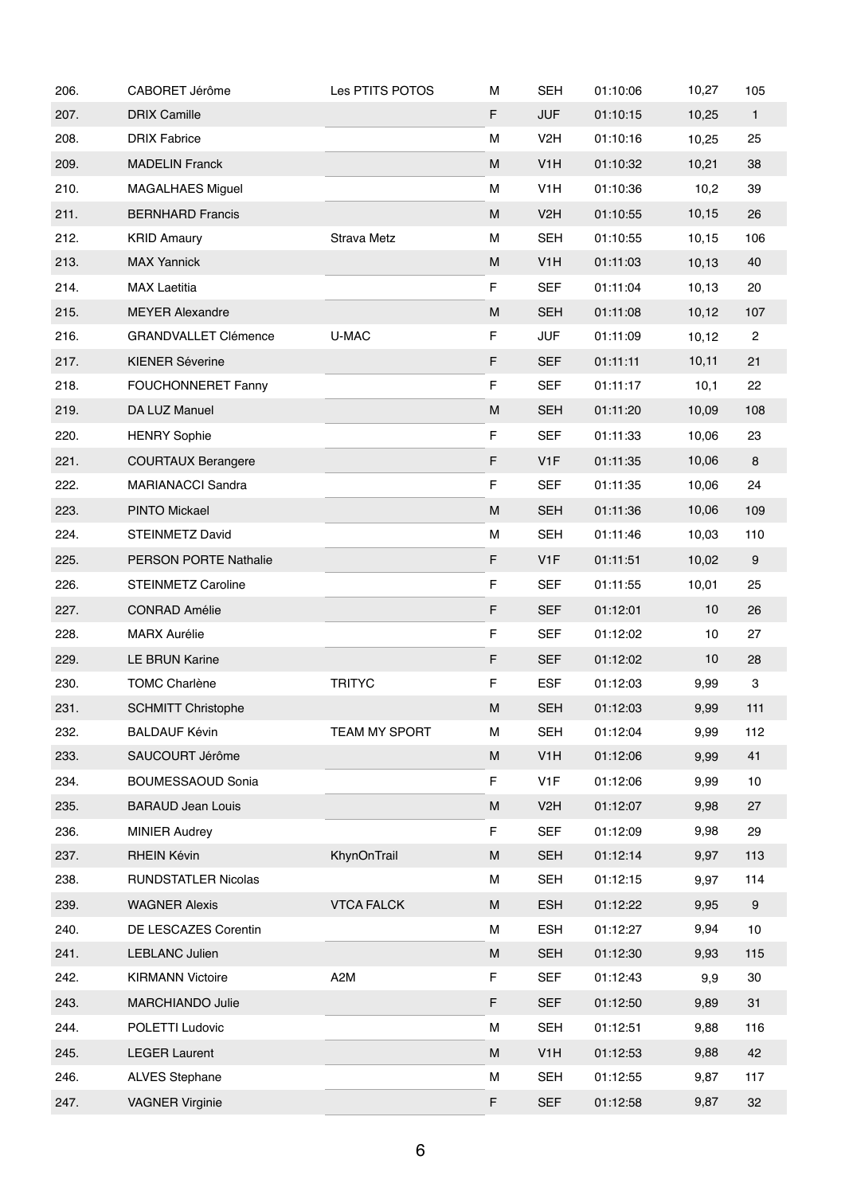| | | | | | | | |
|---|---|---|---|---|---|---|---|
| 206. | CABORET Jérôme | Les PTITS POTOS | M | SEH | 01:10:06 | 10,27 | 105 |
| 207. | DRIX Camille | | F | JUF | 01:10:15 | 10,25 | 1 |
| 208. | DRIX Fabrice | | M | V2H | 01:10:16 | 10,25 | 25 |
| 209. | MADELIN Franck | | M | V1H | 01:10:32 | 10,21 | 38 |
| 210. | MAGALHAES Miguel | | M | V1H | 01:10:36 | 10,2 | 39 |
| 211. | BERNHARD Francis | | M | V2H | 01:10:55 | 10,15 | 26 |
| 212. | KRID Amaury | Strava Metz | M | SEH | 01:10:55 | 10,15 | 106 |
| 213. | MAX Yannick | | M | V1H | 01:11:03 | 10,13 | 40 |
| 214. | MAX Laetitia | | F | SEF | 01:11:04 | 10,13 | 20 |
| 215. | MEYER Alexandre | | M | SEH | 01:11:08 | 10,12 | 107 |
| 216. | GRANDVALLET Clémence | U-MAC | F | JUF | 01:11:09 | 10,12 | 2 |
| 217. | KIENER Séverine | | F | SEF | 01:11:11 | 10,11 | 21 |
| 218. | FOUCHONNERET Fanny | | F | SEF | 01:11:17 | 10,1 | 22 |
| 219. | DA LUZ Manuel | | M | SEH | 01:11:20 | 10,09 | 108 |
| 220. | HENRY Sophie | | F | SEF | 01:11:33 | 10,06 | 23 |
| 221. | COURTAUX Berangere | | F | V1F | 01:11:35 | 10,06 | 8 |
| 222. | MARIANACCI Sandra | | F | SEF | 01:11:35 | 10,06 | 24 |
| 223. | PINTO Mickael | | M | SEH | 01:11:36 | 10,06 | 109 |
| 224. | STEINMETZ David | | M | SEH | 01:11:46 | 10,03 | 110 |
| 225. | PERSON PORTE Nathalie | | F | V1F | 01:11:51 | 10,02 | 9 |
| 226. | STEINMETZ Caroline | | F | SEF | 01:11:55 | 10,01 | 25 |
| 227. | CONRAD Amélie | | F | SEF | 01:12:01 | 10 | 26 |
| 228. | MARX Aurélie | | F | SEF | 01:12:02 | 10 | 27 |
| 229. | LE BRUN Karine | | F | SEF | 01:12:02 | 10 | 28 |
| 230. | TOMC Charlène | TRITYC | F | ESF | 01:12:03 | 9,99 | 3 |
| 231. | SCHMITT Christophe | | M | SEH | 01:12:03 | 9,99 | 111 |
| 232. | BALDAUF Kévin | TEAM MY SPORT | M | SEH | 01:12:04 | 9,99 | 112 |
| 233. | SAUCOURT Jérôme | | M | V1H | 01:12:06 | 9,99 | 41 |
| 234. | BOUMESSAOUD Sonia | | F | V1F | 01:12:06 | 9,99 | 10 |
| 235. | BARAUD Jean Louis | | M | V2H | 01:12:07 | 9,98 | 27 |
| 236. | MINIER Audrey | | F | SEF | 01:12:09 | 9,98 | 29 |
| 237. | RHEIN Kévin | KhynOnTrail | M | SEH | 01:12:14 | 9,97 | 113 |
| 238. | RUNDSTATLER Nicolas | | M | SEH | 01:12:15 | 9,97 | 114 |
| 239. | WAGNER Alexis | VTCA FALCK | M | ESH | 01:12:22 | 9,95 | 9 |
| 240. | DE LESCAZES Corentin | | M | ESH | 01:12:27 | 9,94 | 10 |
| 241. | LEBLANC Julien | | M | SEH | 01:12:30 | 9,93 | 115 |
| 242. | KIRMANN Victoire | A2M | F | SEF | 01:12:43 | 9,9 | 30 |
| 243. | MARCHIANDO Julie | | F | SEF | 01:12:50 | 9,89 | 31 |
| 244. | POLETTI Ludovic | | M | SEH | 01:12:51 | 9,88 | 116 |
| 245. | LEGER Laurent | | M | V1H | 01:12:53 | 9,88 | 42 |
| 246. | ALVES Stephane | | M | SEH | 01:12:55 | 9,87 | 117 |
| 247. | VAGNER Virginie | | F | SEF | 01:12:58 | 9,87 | 32 |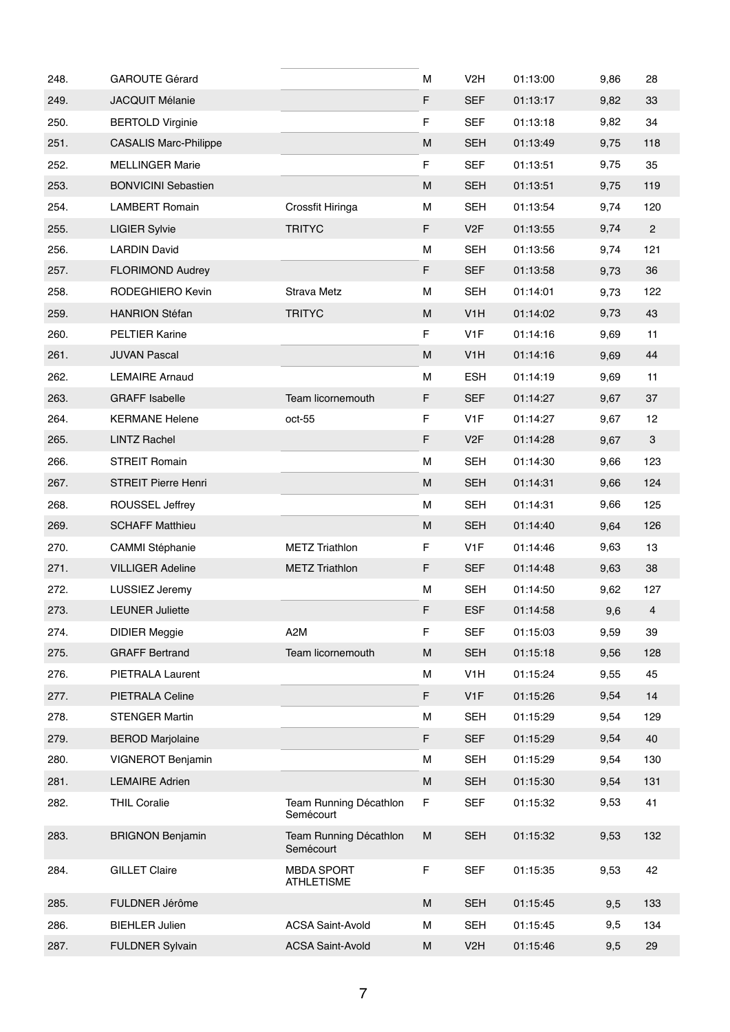| | | | | | | | |
|---|---|---|---|---|---|---|---|
| 248. | GAROUTE Gérard | | M | V2H | 01:13:00 | 9,86 | 28 |
| 249. | JACQUIT Mélanie | | F | SEF | 01:13:17 | 9,82 | 33 |
| 250. | BERTOLD Virginie | | F | SEF | 01:13:18 | 9,82 | 34 |
| 251. | CASALIS Marc-Philippe | | M | SEH | 01:13:49 | 9,75 | 118 |
| 252. | MELLINGER Marie | | F | SEF | 01:13:51 | 9,75 | 35 |
| 253. | BONVICINI Sebastien | | M | SEH | 01:13:51 | 9,75 | 119 |
| 254. | LAMBERT Romain | Crossfit Hiringa | M | SEH | 01:13:54 | 9,74 | 120 |
| 255. | LIGIER Sylvie | TRITYC | F | V2F | 01:13:55 | 9,74 | 2 |
| 256. | LARDIN David | | M | SEH | 01:13:56 | 9,74 | 121 |
| 257. | FLORIMOND Audrey | | F | SEF | 01:13:58 | 9,73 | 36 |
| 258. | RODEGHIERO Kevin | Strava Metz | M | SEH | 01:14:01 | 9,73 | 122 |
| 259. | HANRION Stéfan | TRITYC | M | V1H | 01:14:02 | 9,73 | 43 |
| 260. | PELTIER Karine | | F | V1F | 01:14:16 | 9,69 | 11 |
| 261. | JUVAN Pascal | | M | V1H | 01:14:16 | 9,69 | 44 |
| 262. | LEMAIRE Arnaud | | M | ESH | 01:14:19 | 9,69 | 11 |
| 263. | GRAFF Isabelle | Team licornemouth | F | SEF | 01:14:27 | 9,67 | 37 |
| 264. | KERMANE Helene | oct-55 | F | V1F | 01:14:27 | 9,67 | 12 |
| 265. | LINTZ Rachel | | F | V2F | 01:14:28 | 9,67 | 3 |
| 266. | STREIT Romain | | M | SEH | 01:14:30 | 9,66 | 123 |
| 267. | STREIT Pierre Henri | | M | SEH | 01:14:31 | 9,66 | 124 |
| 268. | ROUSSEL Jeffrey | | M | SEH | 01:14:31 | 9,66 | 125 |
| 269. | SCHAFF Matthieu | | M | SEH | 01:14:40 | 9,64 | 126 |
| 270. | CAMMI Stéphanie | METZ Triathlon | F | V1F | 01:14:46 | 9,63 | 13 |
| 271. | VILLIGER Adeline | METZ Triathlon | F | SEF | 01:14:48 | 9,63 | 38 |
| 272. | LUSSIEZ Jeremy | | M | SEH | 01:14:50 | 9,62 | 127 |
| 273. | LEUNER Juliette | | F | ESF | 01:14:58 | 9,6 | 4 |
| 274. | DIDIER Meggie | A2M | F | SEF | 01:15:03 | 9,59 | 39 |
| 275. | GRAFF Bertrand | Team licornemouth | M | SEH | 01:15:18 | 9,56 | 128 |
| 276. | PIETRALA Laurent | | M | V1H | 01:15:24 | 9,55 | 45 |
| 277. | PIETRALA Celine | | F | V1F | 01:15:26 | 9,54 | 14 |
| 278. | STENGER Martin | | M | SEH | 01:15:29 | 9,54 | 129 |
| 279. | BEROD Marjolaine | | F | SEF | 01:15:29 | 9,54 | 40 |
| 280. | VIGNEROT Benjamin | | M | SEH | 01:15:29 | 9,54 | 130 |
| 281. | LEMAIRE Adrien | | M | SEH | 01:15:30 | 9,54 | 131 |
| 282. | THIL Coralie | Team Running Décathlon Semécourt | F | SEF | 01:15:32 | 9,53 | 41 |
| 283. | BRIGNON Benjamin | Team Running Décathlon Semécourt | M | SEH | 01:15:32 | 9,53 | 132 |
| 284. | GILLET Claire | MBDA SPORT ATHLETISME | F | SEF | 01:15:35 | 9,53 | 42 |
| 285. | FULDNER Jérôme | | M | SEH | 01:15:45 | 9,5 | 133 |
| 286. | BIEHLER Julien | ACSA Saint-Avold | M | SEH | 01:15:45 | 9,5 | 134 |
| 287. | FULDNER Sylvain | ACSA Saint-Avold | M | V2H | 01:15:46 | 9,5 | 29 |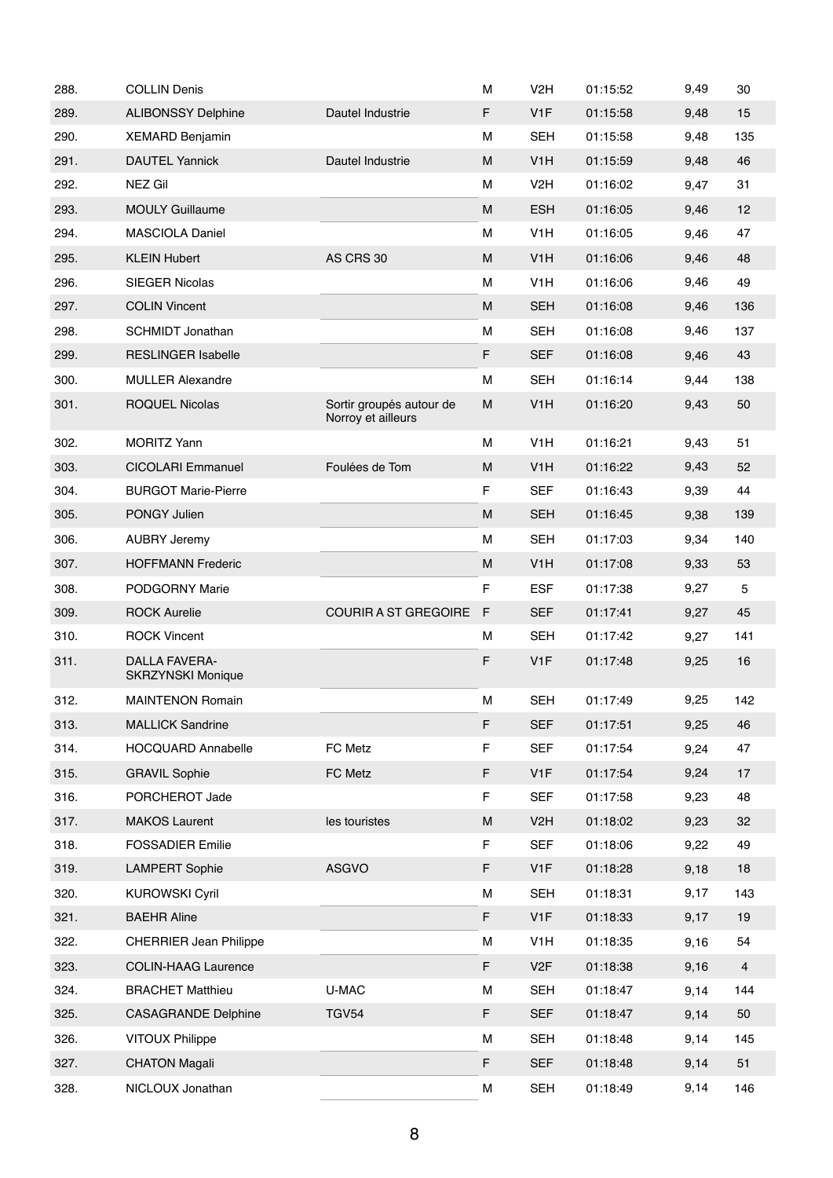| | | | | | | | |
|---|---|---|---|---|---|---|---|
| 288. | COLLIN Denis | | M | V2H | 01:15:52 | 9,49 | 30 |
| 289. | ALIBONSSY Delphine | Dautel Industrie | F | V1F | 01:15:58 | 9,48 | 15 |
| 290. | XEMARD Benjamin | | M | SEH | 01:15:58 | 9,48 | 135 |
| 291. | DAUTEL Yannick | Dautel Industrie | M | V1H | 01:15:59 | 9,48 | 46 |
| 292. | NEZ Gil | | M | V2H | 01:16:02 | 9,47 | 31 |
| 293. | MOULY Guillaume | | M | ESH | 01:16:05 | 9,46 | 12 |
| 294. | MASCIOLA Daniel | | M | V1H | 01:16:05 | 9,46 | 47 |
| 295. | KLEIN Hubert | AS CRS 30 | M | V1H | 01:16:06 | 9,46 | 48 |
| 296. | SIEGER Nicolas | | M | V1H | 01:16:06 | 9,46 | 49 |
| 297. | COLIN Vincent | | M | SEH | 01:16:08 | 9,46 | 136 |
| 298. | SCHMIDT Jonathan | | M | SEH | 01:16:08 | 9,46 | 137 |
| 299. | RESLINGER Isabelle | | F | SEF | 01:16:08 | 9,46 | 43 |
| 300. | MULLER Alexandre | | M | SEH | 01:16:14 | 9,44 | 138 |
| 301. | ROQUEL Nicolas | Sortir groupés autour de Norroy et ailleurs | M | V1H | 01:16:20 | 9,43 | 50 |
| 302. | MORITZ Yann | | M | V1H | 01:16:21 | 9,43 | 51 |
| 303. | CICOLARI Emmanuel | Foulées de Tom | M | V1H | 01:16:22 | 9,43 | 52 |
| 304. | BURGOT Marie-Pierre | | F | SEF | 01:16:43 | 9,39 | 44 |
| 305. | PONGY Julien | | M | SEH | 01:16:45 | 9,38 | 139 |
| 306. | AUBRY Jeremy | | M | SEH | 01:17:03 | 9,34 | 140 |
| 307. | HOFFMANN Frederic | | M | V1H | 01:17:08 | 9,33 | 53 |
| 308. | PODGORNY Marie | | F | ESF | 01:17:38 | 9,27 | 5 |
| 309. | ROCK Aurelie | COURIR A ST GREGOIRE | F | SEF | 01:17:41 | 9,27 | 45 |
| 310. | ROCK Vincent | | M | SEH | 01:17:42 | 9,27 | 141 |
| 311. | DALLA FAVERA-SKRZYNSKI Monique | | F | V1F | 01:17:48 | 9,25 | 16 |
| 312. | MAINTENON Romain | | M | SEH | 01:17:49 | 9,25 | 142 |
| 313. | MALLICK Sandrine | | F | SEF | 01:17:51 | 9,25 | 46 |
| 314. | HOCQUARD Annabelle | FC Metz | F | SEF | 01:17:54 | 9,24 | 47 |
| 315. | GRAVIL Sophie | FC Metz | F | V1F | 01:17:54 | 9,24 | 17 |
| 316. | PORCHEROT Jade | | F | SEF | 01:17:58 | 9,23 | 48 |
| 317. | MAKOS Laurent | les touristes | M | V2H | 01:18:02 | 9,23 | 32 |
| 318. | FOSSADIER Emilie | | F | SEF | 01:18:06 | 9,22 | 49 |
| 319. | LAMPERT Sophie | ASGVO | F | V1F | 01:18:28 | 9,18 | 18 |
| 320. | KUROWSKI Cyril | | M | SEH | 01:18:31 | 9,17 | 143 |
| 321. | BAEHR Aline | | F | V1F | 01:18:33 | 9,17 | 19 |
| 322. | CHERRIER Jean Philippe | | M | V1H | 01:18:35 | 9,16 | 54 |
| 323. | COLIN-HAAG Laurence | | F | V2F | 01:18:38 | 9,16 | 4 |
| 324. | BRACHET Matthieu | U-MAC | M | SEH | 01:18:47 | 9,14 | 144 |
| 325. | CASAGRANDE Delphine | TGV54 | F | SEF | 01:18:47 | 9,14 | 50 |
| 326. | VITOUX Philippe | | M | SEH | 01:18:48 | 9,14 | 145 |
| 327. | CHATON Magali | | F | SEF | 01:18:48 | 9,14 | 51 |
| 328. | NICLOUX Jonathan | | M | SEH | 01:18:49 | 9,14 | 146 |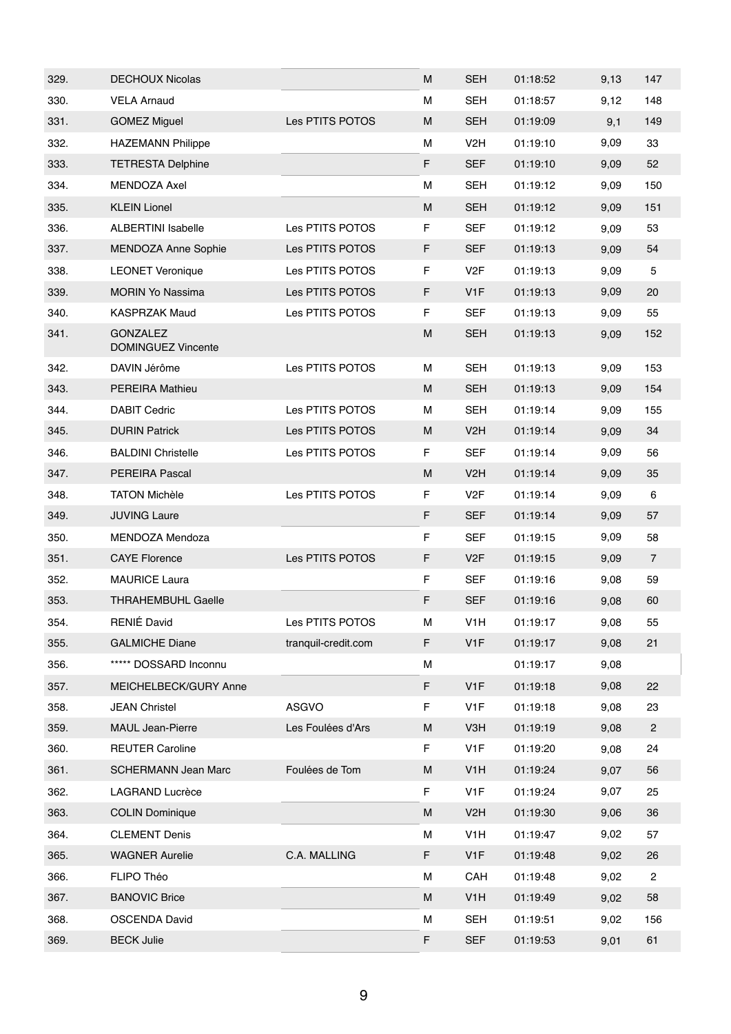| | | | | | | | |
|---|---|---|---|---|---|---|---|
| 329. | DECHOUX Nicolas | | M | SEH | 01:18:52 | 9,13 | 147 |
| 330. | VELA Arnaud | | M | SEH | 01:18:57 | 9,12 | 148 |
| 331. | GOMEZ Miguel | Les PTITS POTOS | M | SEH | 01:19:09 | 9,1 | 149 |
| 332. | HAZEMANN Philippe | | M | V2H | 01:19:10 | 9,09 | 33 |
| 333. | TETRESTA Delphine | | F | SEF | 01:19:10 | 9,09 | 52 |
| 334. | MENDOZA Axel | | M | SEH | 01:19:12 | 9,09 | 150 |
| 335. | KLEIN Lionel | | M | SEH | 01:19:12 | 9,09 | 151 |
| 336. | ALBERTINI Isabelle | Les PTITS POTOS | F | SEF | 01:19:12 | 9,09 | 53 |
| 337. | MENDOZA Anne Sophie | Les PTITS POTOS | F | SEF | 01:19:13 | 9,09 | 54 |
| 338. | LEONET Veronique | Les PTITS POTOS | F | V2F | 01:19:13 | 9,09 | 5 |
| 339. | MORIN Yo Nassima | Les PTITS POTOS | F | V1F | 01:19:13 | 9,09 | 20 |
| 340. | KASPRZAK Maud | Les PTITS POTOS | F | SEF | 01:19:13 | 9,09 | 55 |
| 341. | GONZALEZ DOMINGUEZ Vincente | | M | SEH | 01:19:13 | 9,09 | 152 |
| 342. | DAVIN Jérôme | Les PTITS POTOS | M | SEH | 01:19:13 | 9,09 | 153 |
| 343. | PEREIRA Mathieu | | M | SEH | 01:19:13 | 9,09 | 154 |
| 344. | DABIT Cedric | Les PTITS POTOS | M | SEH | 01:19:14 | 9,09 | 155 |
| 345. | DURIN Patrick | Les PTITS POTOS | M | V2H | 01:19:14 | 9,09 | 34 |
| 346. | BALDINI Christelle | Les PTITS POTOS | F | SEF | 01:19:14 | 9,09 | 56 |
| 347. | PEREIRA Pascal | | M | V2H | 01:19:14 | 9,09 | 35 |
| 348. | TATON Michèle | Les PTITS POTOS | F | V2F | 01:19:14 | 9,09 | 6 |
| 349. | JUVING Laure | | F | SEF | 01:19:14 | 9,09 | 57 |
| 350. | MENDOZA Mendoza | | F | SEF | 01:19:15 | 9,09 | 58 |
| 351. | CAYE Florence | Les PTITS POTOS | F | V2F | 01:19:15 | 9,09 | 7 |
| 352. | MAURICE Laura | | F | SEF | 01:19:16 | 9,08 | 59 |
| 353. | THRAHEMBUHL Gaelle | | F | SEF | 01:19:16 | 9,08 | 60 |
| 354. | RENIÉ David | Les PTITS POTOS | M | V1H | 01:19:17 | 9,08 | 55 |
| 355. | GALMICHE Diane | tranquil-credit.com | F | V1F | 01:19:17 | 9,08 | 21 |
| 356. | ***** DOSSARD Inconnu | | M | | 01:19:17 | 9,08 | |
| 357. | MEICHELBECK/GURY Anne | | F | V1F | 01:19:18 | 9,08 | 22 |
| 358. | JEAN Christel | ASGVO | F | V1F | 01:19:18 | 9,08 | 23 |
| 359. | MAUL Jean-Pierre | Les Foulées d'Ars | M | V3H | 01:19:19 | 9,08 | 2 |
| 360. | REUTER Caroline | | F | V1F | 01:19:20 | 9,08 | 24 |
| 361. | SCHERMANN Jean Marc | Foulées de Tom | M | V1H | 01:19:24 | 9,07 | 56 |
| 362. | LAGRAND Lucrèce | | F | V1F | 01:19:24 | 9,07 | 25 |
| 363. | COLIN Dominique | | M | V2H | 01:19:30 | 9,06 | 36 |
| 364. | CLEMENT Denis | | M | V1H | 01:19:47 | 9,02 | 57 |
| 365. | WAGNER Aurelie | C.A. MALLING | F | V1F | 01:19:48 | 9,02 | 26 |
| 366. | FLIPO Théo | | M | CAH | 01:19:48 | 9,02 | 2 |
| 367. | BANOVIC Brice | | M | V1H | 01:19:49 | 9,02 | 58 |
| 368. | OSCENDA David | | M | SEH | 01:19:51 | 9,02 | 156 |
| 369. | BECK Julie | | F | SEF | 01:19:53 | 9,01 | 61 |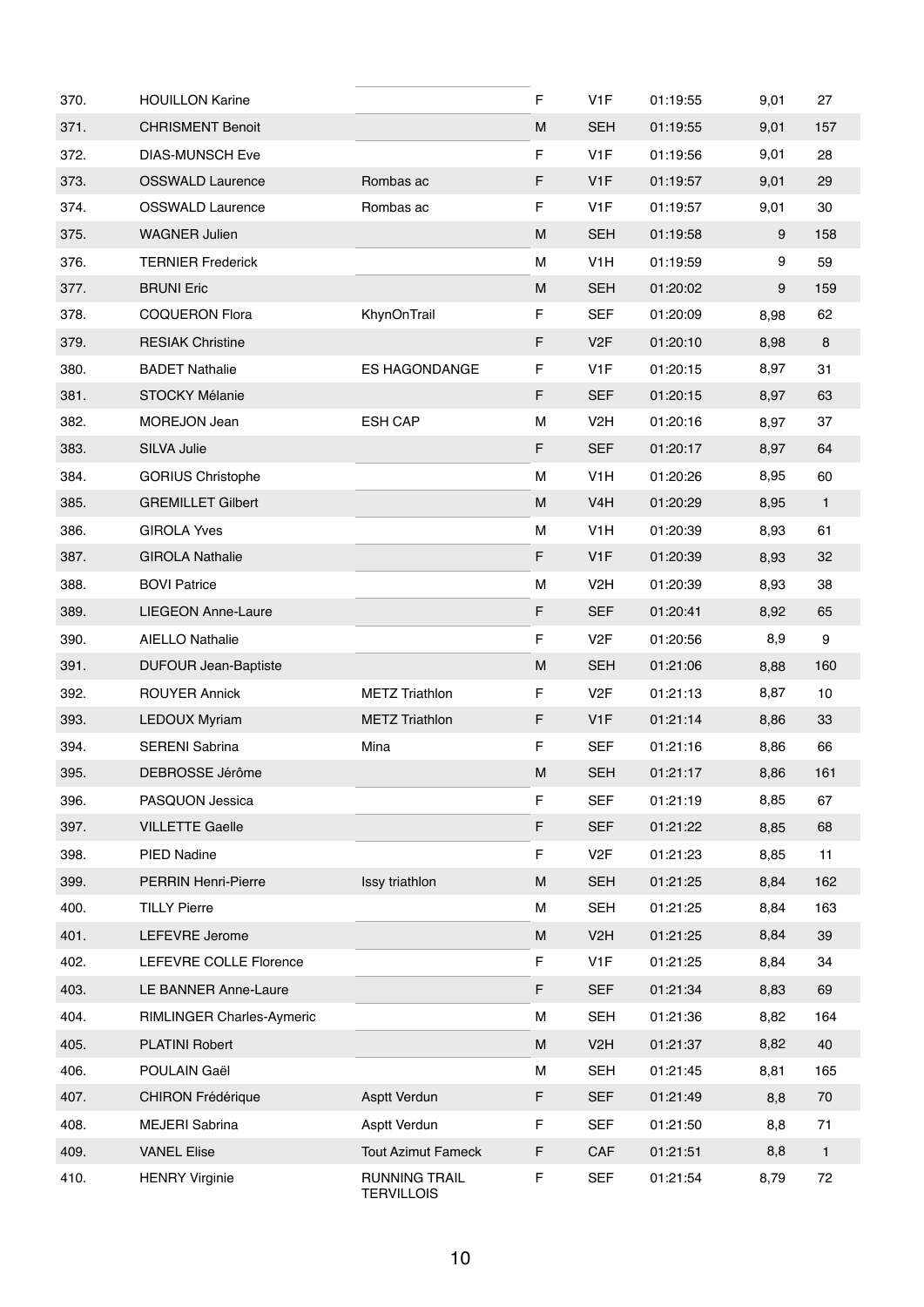| | | | | | | | |
|---|---|---|---|---|---|---|---|
| 370. | HOUILLON Karine | | F | V1F | 01:19:55 | 9,01 | 27 |
| 371. | CHRISMENT Benoit | | M | SEH | 01:19:55 | 9,01 | 157 |
| 372. | DIAS-MUNSCH Eve | | F | V1F | 01:19:56 | 9,01 | 28 |
| 373. | OSSWALD Laurence | Rombas ac | F | V1F | 01:19:57 | 9,01 | 29 |
| 374. | OSSWALD Laurence | Rombas ac | F | V1F | 01:19:57 | 9,01 | 30 |
| 375. | WAGNER Julien | | M | SEH | 01:19:58 | 9 | 158 |
| 376. | TERNIER Frederick | | M | V1H | 01:19:59 | 9 | 59 |
| 377. | BRUNI Eric | | M | SEH | 01:20:02 | 9 | 159 |
| 378. | COQUERON Flora | KhynOnTrail | F | SEF | 01:20:09 | 8,98 | 62 |
| 379. | RESIAK Christine | | F | V2F | 01:20:10 | 8,98 | 8 |
| 380. | BADET Nathalie | ES HAGONDANGE | F | V1F | 01:20:15 | 8,97 | 31 |
| 381. | STOCKY Mélanie | | F | SEF | 01:20:15 | 8,97 | 63 |
| 382. | MOREJON Jean | ESH CAP | M | V2H | 01:20:16 | 8,97 | 37 |
| 383. | SILVA Julie | | F | SEF | 01:20:17 | 8,97 | 64 |
| 384. | GORIUS Christophe | | M | V1H | 01:20:26 | 8,95 | 60 |
| 385. | GREMILLET Gilbert | | M | V4H | 01:20:29 | 8,95 | 1 |
| 386. | GIROLA Yves | | M | V1H | 01:20:39 | 8,93 | 61 |
| 387. | GIROLA Nathalie | | F | V1F | 01:20:39 | 8,93 | 32 |
| 388. | BOVI Patrice | | M | V2H | 01:20:39 | 8,93 | 38 |
| 389. | LIEGEON Anne-Laure | | F | SEF | 01:20:41 | 8,92 | 65 |
| 390. | AIELLO Nathalie | | F | V2F | 01:20:56 | 8,9 | 9 |
| 391. | DUFOUR Jean-Baptiste | | M | SEH | 01:21:06 | 8,88 | 160 |
| 392. | ROUYER Annick | METZ Triathlon | F | V2F | 01:21:13 | 8,87 | 10 |
| 393. | LEDOUX Myriam | METZ Triathlon | F | V1F | 01:21:14 | 8,86 | 33 |
| 394. | SERENI Sabrina | Mina | F | SEF | 01:21:16 | 8,86 | 66 |
| 395. | DEBROSSE Jérôme | | M | SEH | 01:21:17 | 8,86 | 161 |
| 396. | PASQUON Jessica | | F | SEF | 01:21:19 | 8,85 | 67 |
| 397. | VILLETTE Gaelle | | F | SEF | 01:21:22 | 8,85 | 68 |
| 398. | PIED Nadine | | F | V2F | 01:21:23 | 8,85 | 11 |
| 399. | PERRIN Henri-Pierre | Issy triathlon | M | SEH | 01:21:25 | 8,84 | 162 |
| 400. | TILLY Pierre | | M | SEH | 01:21:25 | 8,84 | 163 |
| 401. | LEFEVRE Jerome | | M | V2H | 01:21:25 | 8,84 | 39 |
| 402. | LEFEVRE COLLE Florence | | F | V1F | 01:21:25 | 8,84 | 34 |
| 403. | LE BANNER Anne-Laure | | F | SEF | 01:21:34 | 8,83 | 69 |
| 404. | RIMLINGER Charles-Aymeric | | M | SEH | 01:21:36 | 8,82 | 164 |
| 405. | PLATINI Robert | | M | V2H | 01:21:37 | 8,82 | 40 |
| 406. | POULAIN Gaël | | M | SEH | 01:21:45 | 8,81 | 165 |
| 407. | CHIRON Frédérique | Asptt Verdun | F | SEF | 01:21:49 | 8,8 | 70 |
| 408. | MEJERI Sabrina | Asptt Verdun | F | SEF | 01:21:50 | 8,8 | 71 |
| 409. | VANEL Elise | Tout Azimut Fameck | F | CAF | 01:21:51 | 8,8 | 1 |
| 410. | HENRY Virginie | RUNNING TRAIL TERVILLOIS | F | SEF | 01:21:54 | 8,79 | 72 |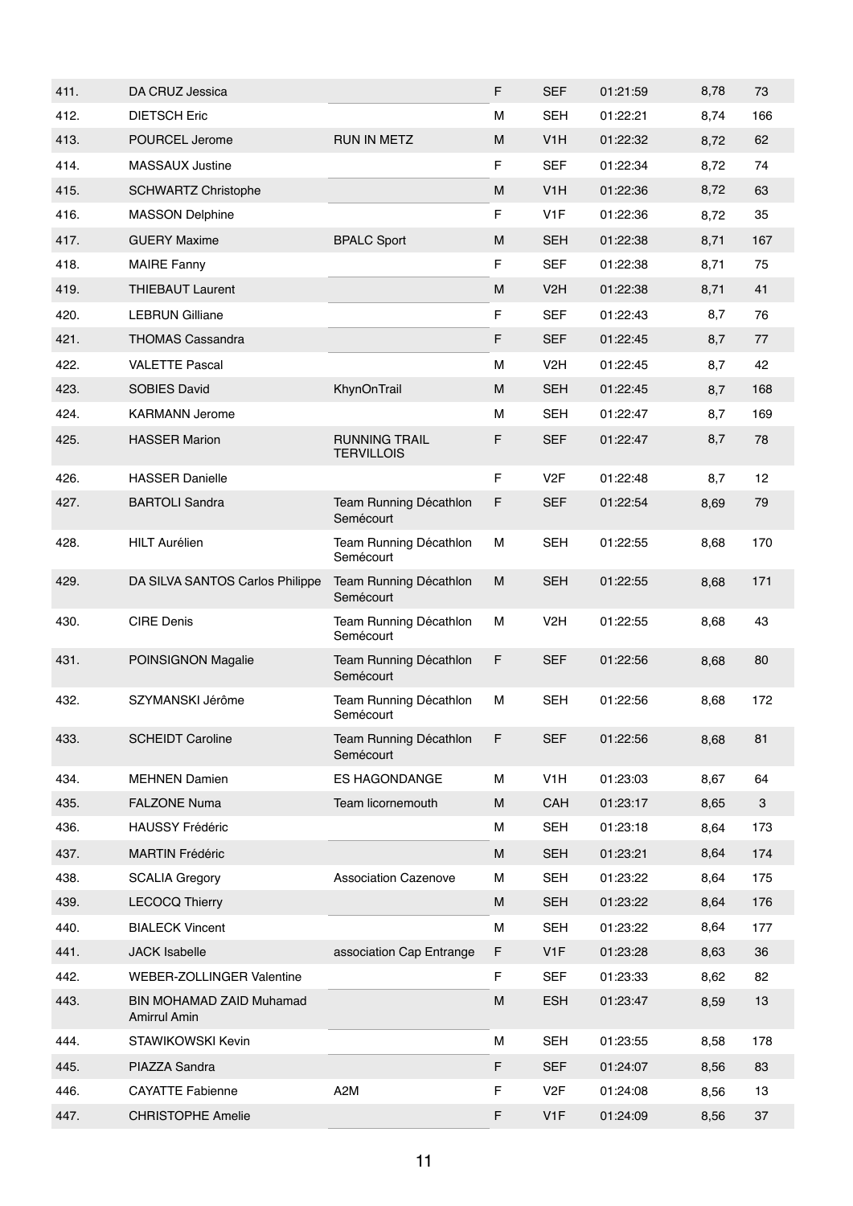| 411. | DA CRUZ Jessica | | F | SEF | 01:21:59 | 8,78 | 73 |
|---|---|---|---|---|---|---|---|
| 412. | DIETSCH Eric | | M | SEH | 01:22:21 | 8,74 | 166 |
| 413. | POURCEL Jerome | RUN IN METZ | M | V1H | 01:22:32 | 8,72 | 62 |
| 414. | MASSAUX Justine | | F | SEF | 01:22:34 | 8,72 | 74 |
| 415. | SCHWARTZ Christophe | | M | V1H | 01:22:36 | 8,72 | 63 |
| 416. | MASSON Delphine | | F | V1F | 01:22:36 | 8,72 | 35 |
| 417. | GUERY Maxime | BPALC Sport | M | SEH | 01:22:38 | 8,71 | 167 |
| 418. | MAIRE Fanny | | F | SEF | 01:22:38 | 8,71 | 75 |
| 419. | THIEBAUT Laurent | | M | V2H | 01:22:38 | 8,71 | 41 |
| 420. | LEBRUN Gilliane | | F | SEF | 01:22:43 | 8,7 | 76 |
| 421. | THOMAS Cassandra | | F | SEF | 01:22:45 | 8,7 | 77 |
| 422. | VALETTE Pascal | | M | V2H | 01:22:45 | 8,7 | 42 |
| 423. | SOBIES David | KhynOnTrail | M | SEH | 01:22:45 | 8,7 | 168 |
| 424. | KARMANN Jerome | | M | SEH | 01:22:47 | 8,7 | 169 |
| 425. | HASSER Marion | RUNNING TRAIL TERVILLOIS | F | SEF | 01:22:47 | 8,7 | 78 |
| 426. | HASSER Danielle | | F | V2F | 01:22:48 | 8,7 | 12 |
| 427. | BARTOLI Sandra | Team Running Décathlon Semécourt | F | SEF | 01:22:54 | 8,69 | 79 |
| 428. | HILT Aurélien | Team Running Décathlon Semécourt | M | SEH | 01:22:55 | 8,68 | 170 |
| 429. | DA SILVA SANTOS Carlos Philippe | Team Running Décathlon Semécourt | M | SEH | 01:22:55 | 8,68 | 171 |
| 430. | CIRE Denis | Team Running Décathlon Semécourt | M | V2H | 01:22:55 | 8,68 | 43 |
| 431. | POINSIGNON Magalie | Team Running Décathlon Semécourt | F | SEF | 01:22:56 | 8,68 | 80 |
| 432. | SZYMANSKI Jérôme | Team Running Décathlon Semécourt | M | SEH | 01:22:56 | 8,68 | 172 |
| 433. | SCHEIDT Caroline | Team Running Décathlon Semécourt | F | SEF | 01:22:56 | 8,68 | 81 |
| 434. | MEHNEN Damien | ES HAGONDANGE | M | V1H | 01:23:03 | 8,67 | 64 |
| 435. | FALZONE Numa | Team licornemouth | M | CAH | 01:23:17 | 8,65 | 3 |
| 436. | HAUSSY Frédéric | | M | SEH | 01:23:18 | 8,64 | 173 |
| 437. | MARTIN Frédéric | | M | SEH | 01:23:21 | 8,64 | 174 |
| 438. | SCALIA Gregory | Association Cazenove | M | SEH | 01:23:22 | 8,64 | 175 |
| 439. | LECOCQ Thierry | | M | SEH | 01:23:22 | 8,64 | 176 |
| 440. | BIALECK Vincent | | M | SEH | 01:23:22 | 8,64 | 177 |
| 441. | JACK Isabelle | association Cap Entrange | F | V1F | 01:23:28 | 8,63 | 36 |
| 442. | WEBER-ZOLLINGER Valentine | | F | SEF | 01:23:33 | 8,62 | 82 |
| 443. | BIN MOHAMAD ZAID Muhamad Amirrul Amin | | M | ESH | 01:23:47 | 8,59 | 13 |
| 444. | STAWIKOWSKI Kevin | | M | SEH | 01:23:55 | 8,58 | 178 |
| 445. | PIAZZA Sandra | | F | SEF | 01:24:07 | 8,56 | 83 |
| 446. | CAYATTE Fabienne | A2M | F | V2F | 01:24:08 | 8,56 | 13 |
| 447. | CHRISTOPHE Amelie | | F | V1F | 01:24:09 | 8,56 | 37 |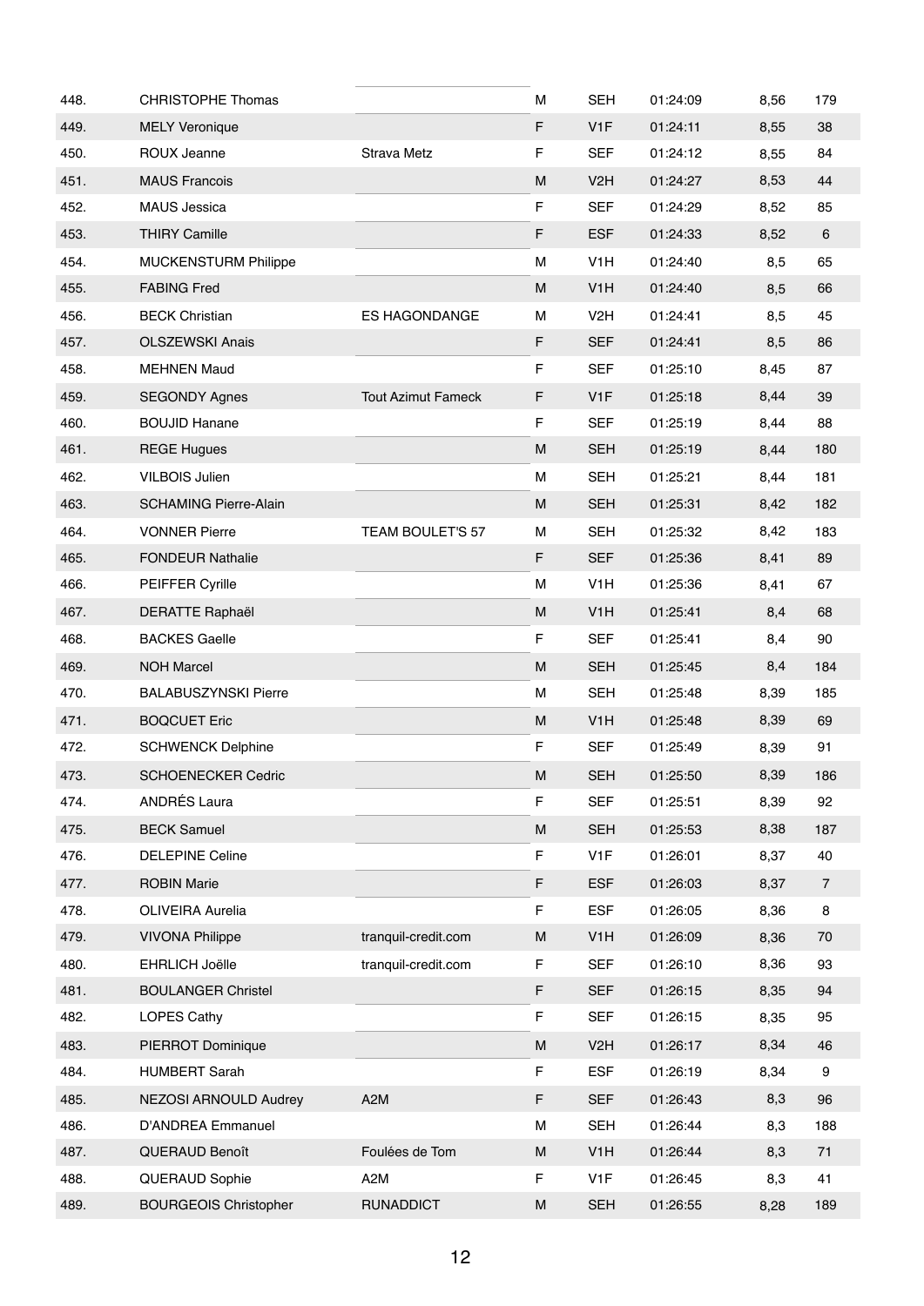| | | | | | | | |
|---|---|---|---|---|---|---|---|
| 448. | CHRISTOPHE Thomas | | M | SEH | 01:24:09 | 8,56 | 179 |
| 449. | MELY Veronique | | F | V1F | 01:24:11 | 8,55 | 38 |
| 450. | ROUX Jeanne | Strava Metz | F | SEF | 01:24:12 | 8,55 | 84 |
| 451. | MAUS Francois | | M | V2H | 01:24:27 | 8,53 | 44 |
| 452. | MAUS Jessica | | F | SEF | 01:24:29 | 8,52 | 85 |
| 453. | THIRY Camille | | F | ESF | 01:24:33 | 8,52 | 6 |
| 454. | MUCKENSTURM Philippe | | M | V1H | 01:24:40 | 8,5 | 65 |
| 455. | FABING Fred | | M | V1H | 01:24:40 | 8,5 | 66 |
| 456. | BECK Christian | ES HAGONDANGE | M | V2H | 01:24:41 | 8,5 | 45 |
| 457. | OLSZEWSKI Anais | | F | SEF | 01:24:41 | 8,5 | 86 |
| 458. | MEHNEN Maud | | F | SEF | 01:25:10 | 8,45 | 87 |
| 459. | SEGONDY Agnes | Tout Azimut Fameck | F | V1F | 01:25:18 | 8,44 | 39 |
| 460. | BOUJID Hanane | | F | SEF | 01:25:19 | 8,44 | 88 |
| 461. | REGE Hugues | | M | SEH | 01:25:19 | 8,44 | 180 |
| 462. | VILBOIS Julien | | M | SEH | 01:25:21 | 8,44 | 181 |
| 463. | SCHAMING Pierre-Alain | | M | SEH | 01:25:31 | 8,42 | 182 |
| 464. | VONNER Pierre | TEAM BOULET'S 57 | M | SEH | 01:25:32 | 8,42 | 183 |
| 465. | FONDEUR Nathalie | | F | SEF | 01:25:36 | 8,41 | 89 |
| 466. | PEIFFER Cyrille | | M | V1H | 01:25:36 | 8,41 | 67 |
| 467. | DERATTE Raphaël | | M | V1H | 01:25:41 | 8,4 | 68 |
| 468. | BACKES Gaelle | | F | SEF | 01:25:41 | 8,4 | 90 |
| 469. | NOH Marcel | | M | SEH | 01:25:45 | 8,4 | 184 |
| 470. | BALABUSZYNSKI Pierre | | M | SEH | 01:25:48 | 8,39 | 185 |
| 471. | BOQCUET Eric | | M | V1H | 01:25:48 | 8,39 | 69 |
| 472. | SCHWENCK Delphine | | F | SEF | 01:25:49 | 8,39 | 91 |
| 473. | SCHOENECKER Cedric | | M | SEH | 01:25:50 | 8,39 | 186 |
| 474. | ANDRÉS Laura | | F | SEF | 01:25:51 | 8,39 | 92 |
| 475. | BECK Samuel | | M | SEH | 01:25:53 | 8,38 | 187 |
| 476. | DELEPINE Celine | | F | V1F | 01:26:01 | 8,37 | 40 |
| 477. | ROBIN Marie | | F | ESF | 01:26:03 | 8,37 | 7 |
| 478. | OLIVEIRA Aurelia | | F | ESF | 01:26:05 | 8,36 | 8 |
| 479. | VIVONA Philippe | tranquil-credit.com | M | V1H | 01:26:09 | 8,36 | 70 |
| 480. | EHRLICH Joëlle | tranquil-credit.com | F | SEF | 01:26:10 | 8,36 | 93 |
| 481. | BOULANGER Christel | | F | SEF | 01:26:15 | 8,35 | 94 |
| 482. | LOPES Cathy | | F | SEF | 01:26:15 | 8,35 | 95 |
| 483. | PIERROT Dominique | | M | V2H | 01:26:17 | 8,34 | 46 |
| 484. | HUMBERT Sarah | | F | ESF | 01:26:19 | 8,34 | 9 |
| 485. | NEZOSI ARNOULD Audrey | A2M | F | SEF | 01:26:43 | 8,3 | 96 |
| 486. | D'ANDREA Emmanuel | | M | SEH | 01:26:44 | 8,3 | 188 |
| 487. | QUERAUD Benoît | Foulées de Tom | M | V1H | 01:26:44 | 8,3 | 71 |
| 488. | QUERAUD Sophie | A2M | F | V1F | 01:26:45 | 8,3 | 41 |
| 489. | BOURGEOIS Christopher | RUNADDICT | M | SEH | 01:26:55 | 8,28 | 189 |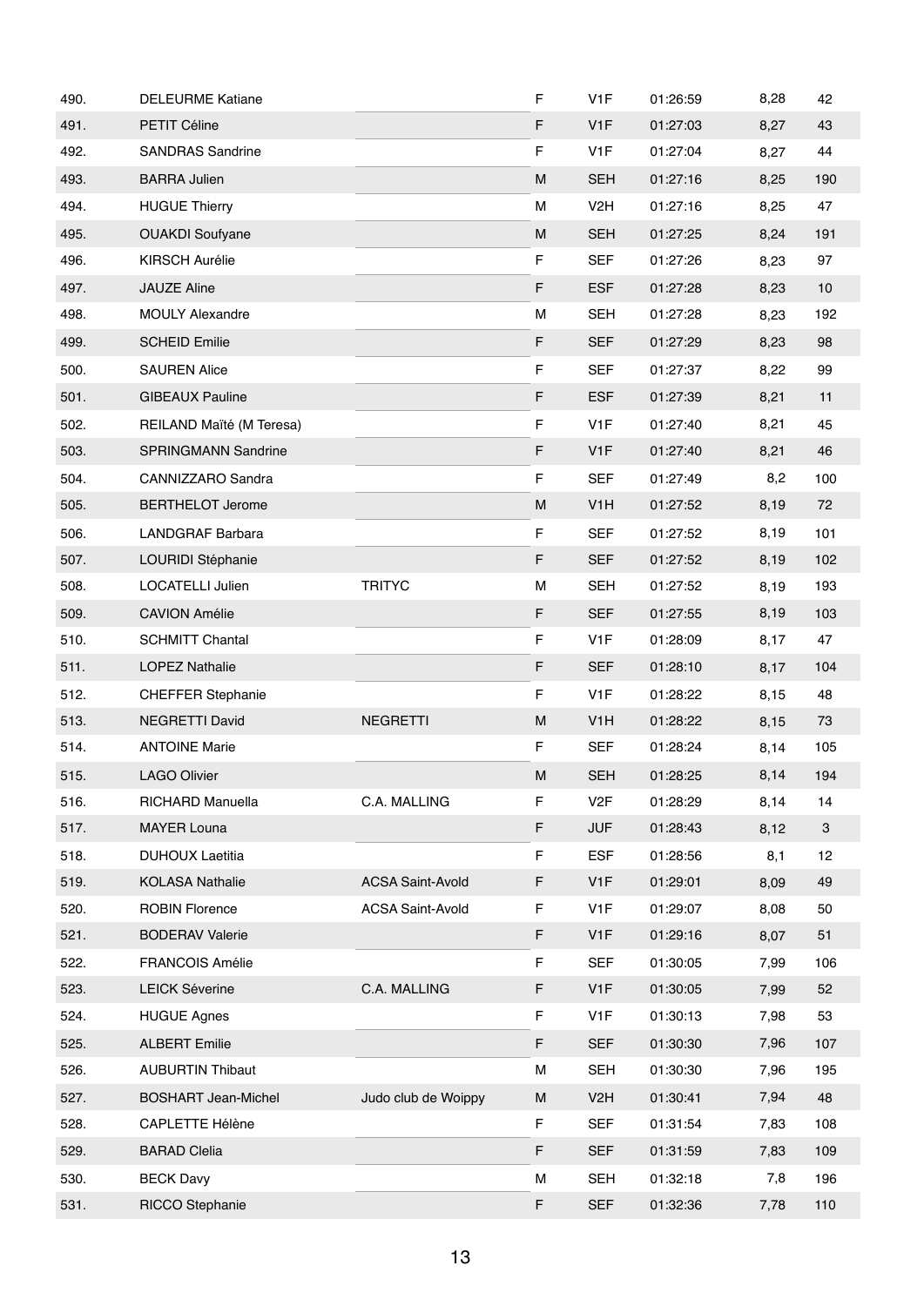| | | | | | | | |
|---|---|---|---|---|---|---|---|
| 490. | DELEURME Katiane | | F | V1F | 01:26:59 | 8,28 | 42 |
| 491. | PETIT Céline | | F | V1F | 01:27:03 | 8,27 | 43 |
| 492. | SANDRAS Sandrine | | F | V1F | 01:27:04 | 8,27 | 44 |
| 493. | BARRA Julien | | M | SEH | 01:27:16 | 8,25 | 190 |
| 494. | HUGUE Thierry | | M | V2H | 01:27:16 | 8,25 | 47 |
| 495. | OUAKDI Soufyane | | M | SEH | 01:27:25 | 8,24 | 191 |
| 496. | KIRSCH Aurélie | | F | SEF | 01:27:26 | 8,23 | 97 |
| 497. | JAUZE Aline | | F | ESF | 01:27:28 | 8,23 | 10 |
| 498. | MOULY Alexandre | | M | SEH | 01:27:28 | 8,23 | 192 |
| 499. | SCHEID Emilie | | F | SEF | 01:27:29 | 8,23 | 98 |
| 500. | SAUREN Alice | | F | SEF | 01:27:37 | 8,22 | 99 |
| 501. | GIBEAUX Pauline | | F | ESF | 01:27:39 | 8,21 | 11 |
| 502. | REILAND Maïté (M Teresa) | | F | V1F | 01:27:40 | 8,21 | 45 |
| 503. | SPRINGMANN Sandrine | | F | V1F | 01:27:40 | 8,21 | 46 |
| 504. | CANNIZZARO Sandra | | F | SEF | 01:27:49 | 8,2 | 100 |
| 505. | BERTHELOT Jerome | | M | V1H | 01:27:52 | 8,19 | 72 |
| 506. | LANDGRAF Barbara | | F | SEF | 01:27:52 | 8,19 | 101 |
| 507. | LOURIDI Stéphanie | | F | SEF | 01:27:52 | 8,19 | 102 |
| 508. | LOCATELLI Julien | TRITYC | M | SEH | 01:27:52 | 8,19 | 193 |
| 509. | CAVION Amélie | | F | SEF | 01:27:55 | 8,19 | 103 |
| 510. | SCHMITT Chantal | | F | V1F | 01:28:09 | 8,17 | 47 |
| 511. | LOPEZ Nathalie | | F | SEF | 01:28:10 | 8,17 | 104 |
| 512. | CHEFFER Stephanie | | F | V1F | 01:28:22 | 8,15 | 48 |
| 513. | NEGRETTI David | NEGRETTI | M | V1H | 01:28:22 | 8,15 | 73 |
| 514. | ANTOINE Marie | | F | SEF | 01:28:24 | 8,14 | 105 |
| 515. | LAGO Olivier | | M | SEH | 01:28:25 | 8,14 | 194 |
| 516. | RICHARD Manuella | C.A. MALLING | F | V2F | 01:28:29 | 8,14 | 14 |
| 517. | MAYER Louna | | F | JUF | 01:28:43 | 8,12 | 3 |
| 518. | DUHOUX Laetitia | | F | ESF | 01:28:56 | 8,1 | 12 |
| 519. | KOLASA Nathalie | ACSA Saint-Avold | F | V1F | 01:29:01 | 8,09 | 49 |
| 520. | ROBIN Florence | ACSA Saint-Avold | F | V1F | 01:29:07 | 8,08 | 50 |
| 521. | BODERAV Valerie | | F | V1F | 01:29:16 | 8,07 | 51 |
| 522. | FRANCOIS Amélie | | F | SEF | 01:30:05 | 7,99 | 106 |
| 523. | LEICK Séverine | C.A. MALLING | F | V1F | 01:30:05 | 7,99 | 52 |
| 524. | HUGUE Agnes | | F | V1F | 01:30:13 | 7,98 | 53 |
| 525. | ALBERT Emilie | | F | SEF | 01:30:30 | 7,96 | 107 |
| 526. | AUBURTIN Thibaut | | M | SEH | 01:30:30 | 7,96 | 195 |
| 527. | BOSHART Jean-Michel | Judo club de Woippy | M | V2H | 01:30:41 | 7,94 | 48 |
| 528. | CAPLETTE Hélène | | F | SEF | 01:31:54 | 7,83 | 108 |
| 529. | BARAD Clelia | | F | SEF | 01:31:59 | 7,83 | 109 |
| 530. | BECK Davy | | M | SEH | 01:32:18 | 7,8 | 196 |
| 531. | RICCO Stephanie | | F | SEF | 01:32:36 | 7,78 | 110 |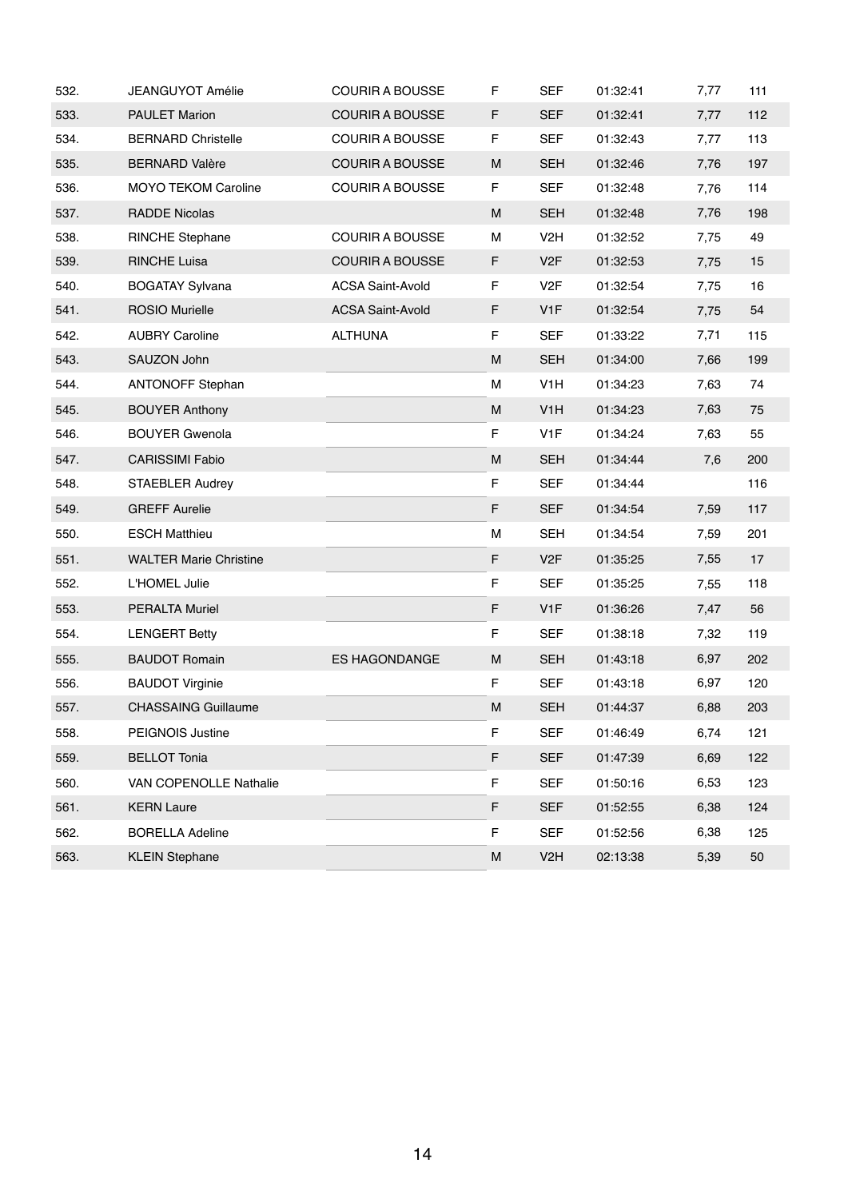| | | | | | | | |
|---|---|---|---|---|---|---|---|
| 532. | JEANGUYOT Amélie | COURIR A BOUSSE | F | SEF | 01:32:41 | 7,77 | 111 |
| 533. | PAULET Marion | COURIR A BOUSSE | F | SEF | 01:32:41 | 7,77 | 112 |
| 534. | BERNARD Christelle | COURIR A BOUSSE | F | SEF | 01:32:43 | 7,77 | 113 |
| 535. | BERNARD Valère | COURIR A BOUSSE | M | SEH | 01:32:46 | 7,76 | 197 |
| 536. | MOYO TEKOM Caroline | COURIR A BOUSSE | F | SEF | 01:32:48 | 7,76 | 114 |
| 537. | RADDE Nicolas | | M | SEH | 01:32:48 | 7,76 | 198 |
| 538. | RINCHE Stephane | COURIR A BOUSSE | M | V2H | 01:32:52 | 7,75 | 49 |
| 539. | RINCHE Luisa | COURIR A BOUSSE | F | V2F | 01:32:53 | 7,75 | 15 |
| 540. | BOGATAY Sylvana | ACSA Saint-Avold | F | V2F | 01:32:54 | 7,75 | 16 |
| 541. | ROSIO Murielle | ACSA Saint-Avold | F | V1F | 01:32:54 | 7,75 | 54 |
| 542. | AUBRY Caroline | ALTHUNA | F | SEF | 01:33:22 | 7,71 | 115 |
| 543. | SAUZON John | | M | SEH | 01:34:00 | 7,66 | 199 |
| 544. | ANTONOFF Stephan | | M | V1H | 01:34:23 | 7,63 | 74 |
| 545. | BOUYER Anthony | | M | V1H | 01:34:23 | 7,63 | 75 |
| 546. | BOUYER Gwenola | | F | V1F | 01:34:24 | 7,63 | 55 |
| 547. | CARISSIMI Fabio | | M | SEH | 01:34:44 | 7,6 | 200 |
| 548. | STAEBLER Audrey | | F | SEF | 01:34:44 | | 116 |
| 549. | GREFF Aurelie | | F | SEF | 01:34:54 | 7,59 | 117 |
| 550. | ESCH Matthieu | | M | SEH | 01:34:54 | 7,59 | 201 |
| 551. | WALTER Marie Christine | | F | V2F | 01:35:25 | 7,55 | 17 |
| 552. | L'HOMEL Julie | | F | SEF | 01:35:25 | 7,55 | 118 |
| 553. | PERALTA Muriel | | F | V1F | 01:36:26 | 7,47 | 56 |
| 554. | LENGERT Betty | | F | SEF | 01:38:18 | 7,32 | 119 |
| 555. | BAUDOT Romain | ES HAGONDANGE | M | SEH | 01:43:18 | 6,97 | 202 |
| 556. | BAUDOT Virginie | | F | SEF | 01:43:18 | 6,97 | 120 |
| 557. | CHASSAING Guillaume | | M | SEH | 01:44:37 | 6,88 | 203 |
| 558. | PEIGNOIS Justine | | F | SEF | 01:46:49 | 6,74 | 121 |
| 559. | BELLOT Tonia | | F | SEF | 01:47:39 | 6,69 | 122 |
| 560. | VAN COPENOLLE Nathalie | | F | SEF | 01:50:16 | 6,53 | 123 |
| 561. | KERN Laure | | F | SEF | 01:52:55 | 6,38 | 124 |
| 562. | BORELLA Adeline | | F | SEF | 01:52:56 | 6,38 | 125 |
| 563. | KLEIN Stephane | | M | V2H | 02:13:38 | 5,39 | 50 |